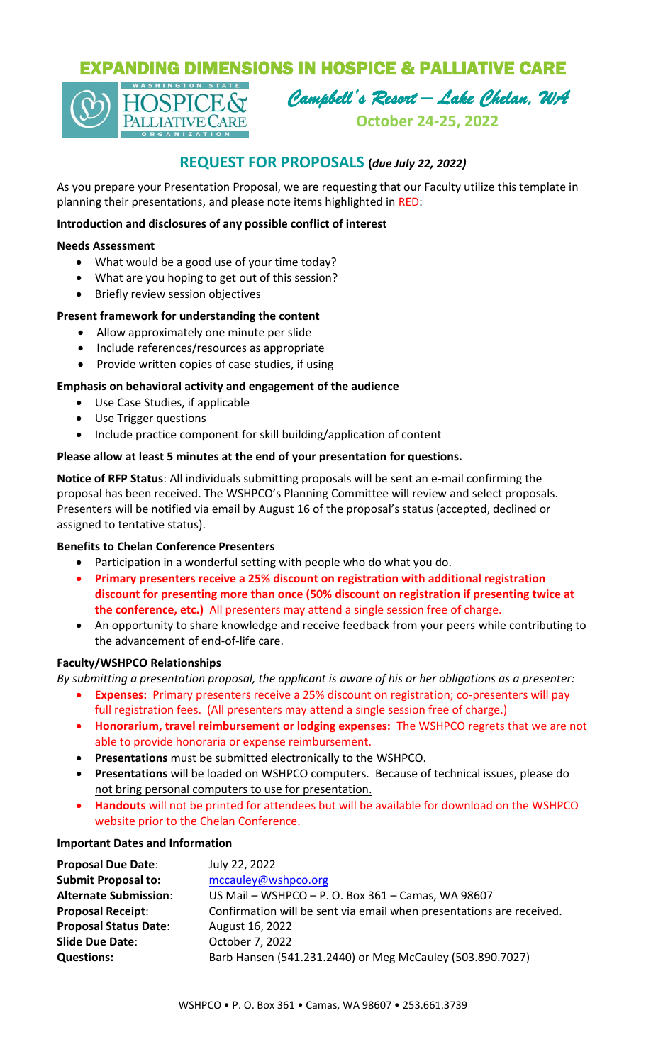# EXPANDING DIMENSIONS IN HOSPICE & PALLIATIVE CARE

WASHINGTON STATE HOSPICE & PALLIATIVE CARE ORGANIZATION

*Campbell's Resort – Lake Chelan, WA*

**October 24-25, 2022**

## REQUEST FOR PROPOSALS (*due July 22, 2022*)

As you prepare your Presentation Proposal, we are requesting that our Faculty utilize this template in planning their presentations, and please note items highlighted in RED:

**Introduction and disclosures of any possible conflict of interest**

**Needs Assessment**

- What would be a good use of your time today?
- What are you hoping to get out of this session?
- Briefly review session objectives

**Present framework for understanding the content**

- Allow approximately one minute per slide
- Include references/resources as appropriate
- Provide written copies of case studies, if using

**Emphasis on behavioral activity and engagement of the audience**

- Use Case Studies, if applicable
- Use Trigger questions
- Include practice component for skill building/application of content

**Please allow at least 5 minutes at the end of your presentation for questions.**

**Notice of RFP Status**: All individuals submitting proposals will be sent an e-mail confirming the proposal has been received. The WSHPCO's Planning Committee will review and select proposals. Presenters will be notified via email by August 16 of the proposal's status (accepted, declined or assigned to tentative status).

**Benefits to Chelan Conference Presenters**

- Participation in a wonderful setting with people who do what you do.
- **Primary presenters receive a 25% discount on registration with additional registration discount for presenting more than once (50% discount on registration if presenting twice at the conference, etc.)** All presenters may attend a single session free of charge.
- An opportunity to share knowledge and receive feedback from your peers while contributing to the advancement of end-of-life care.

**Faculty/WSHPCO Relationships**

*By submitting a presentation proposal, the applicant is aware of his or her obligations as a presenter:*

- **Expenses:** Primary presenters receive a 25% discount on registration; co-presenters will pay full registration fees. (All presenters may attend a single session free of charge.)
- **Honorarium, travel reimbursement or lodging expenses:** The WSHPCO regrets that we are not able to provide honoraria or expense reimbursement.
- **Presentations** must be submitted electronically to the WSHPCO.
- **Presentations** will be loaded on WSHPCO computers. Because of technical issues, please do not bring personal computers to use for presentation.
- **Handouts** will not be printed for attendees but will be available for download on the WSHPCO website prior to the Chelan Conference.

**Important Dates and Information**

| | |
|---|---|
| **Proposal Due Date**: | July 22, 2022 |
| **Submit Proposal to:** | mccauley@wshpco.org |
| **Alternate Submission**: | US Mail – WSHPCO – P. O. Box 361 – Camas, WA 98607 |
| **Proposal Receipt**: | Confirmation will be sent via email when presentations are received. |
| **Proposal Status Date**: | August 16, 2022 |
| **Slide Due Date**: | October 7, 2022 |
| **Questions:** | Barb Hansen (541.231.2440) or Meg McCauley (503.890.7027) |

WSHPCO • P. O. Box 361 • Camas, WA 98607 • 253.661.3739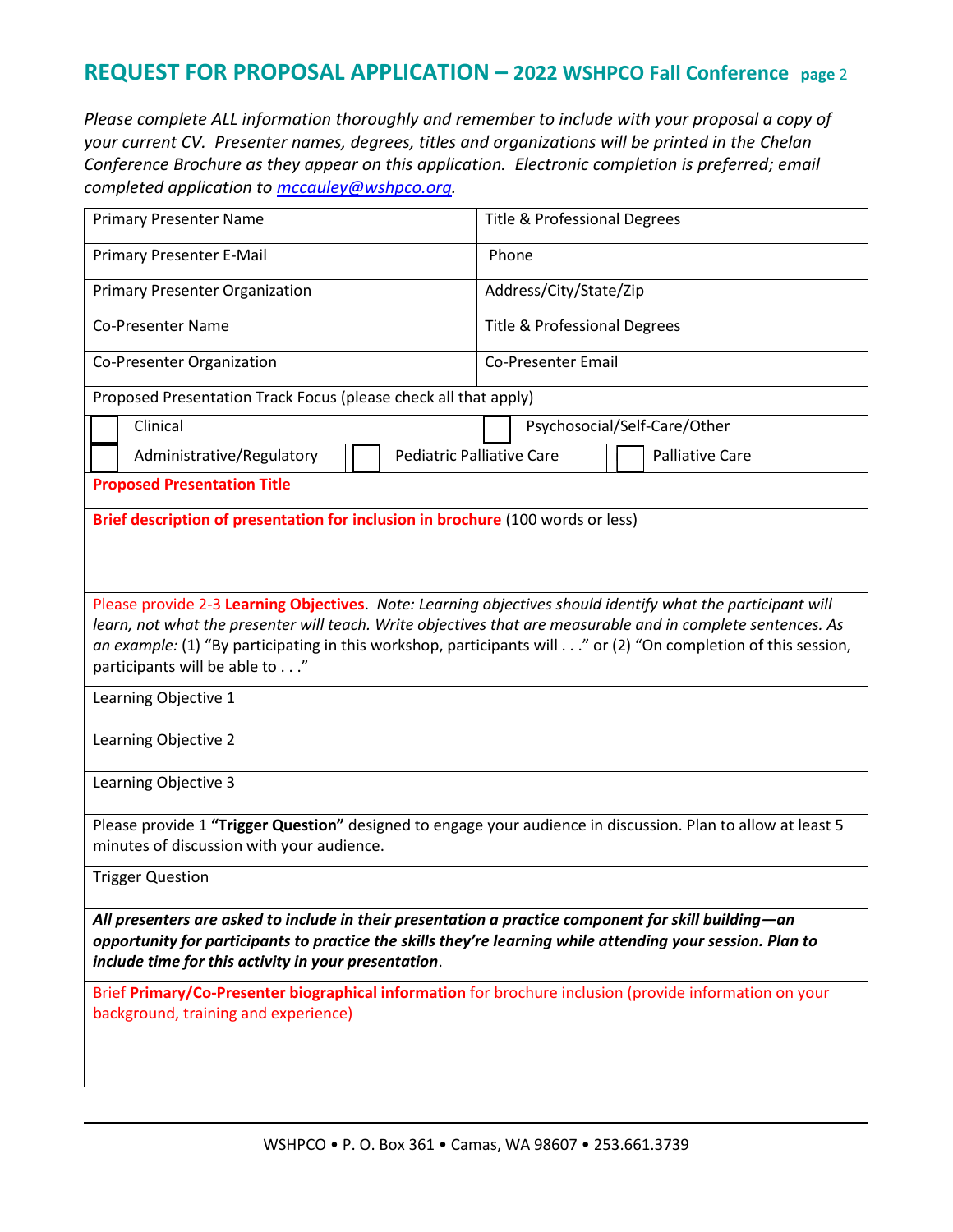## REQUEST FOR PROPOSAL APPLICATION – 2022 WSHPCO Fall Conference page 2

*Please complete ALL information thoroughly and remember to include with your proposal a copy of your current CV. Presenter names, degrees, titles and organizations will be printed in the Chelan Conference Brochure as they appear on this application. Electronic completion is preferred; email completed application to [mccauley@wshpco.org](mailto:mccauley@wshpco.org).*

| | |
|---|---|
| Primary Presenter Name | Title & Professional Degrees |
| Primary Presenter E-Mail | Phone |
| Primary Presenter Organization | Address/City/State/Zip |
| Co-Presenter Name | Title & Professional Degrees |
| Co-Presenter Organization | Co-Presenter Email |

Proposed Presentation Track Focus (please check all that apply)

- ☐ Clinical
- ☐ Psychosocial/Self-Care/Other
- ☐ Administrative/Regulatory
- ☐ Pediatric Palliative Care
- ☐ Palliative Care

**Proposed Presentation Title**

**Brief description of presentation for inclusion in brochure** (100 words or less)

Please provide 2-3 **Learning Objectives**. *Note: Learning objectives should identify what the participant will learn, not what the presenter will teach. Write objectives that are measurable and in complete sentences. As an example:* (1) "By participating in this workshop, participants will . . ." or (2) "On completion of this session, participants will be able to . . ."

Learning Objective 1

Learning Objective 2

Learning Objective 3

Please provide 1 **"Trigger Question"** designed to engage your audience in discussion. Plan to allow at least 5 minutes of discussion with your audience.

Trigger Question

***All presenters are asked to include in their presentation a practice component for skill building—an opportunity for participants to practice the skills they're learning while attending your session. Plan to include time for this activity in your presentation***.

Brief **Primary/Co-Presenter biographical information** for brochure inclusion (provide information on your background, training and experience)

WSHPCO • P. O. Box 361 • Camas, WA 98607 • 253.661.3739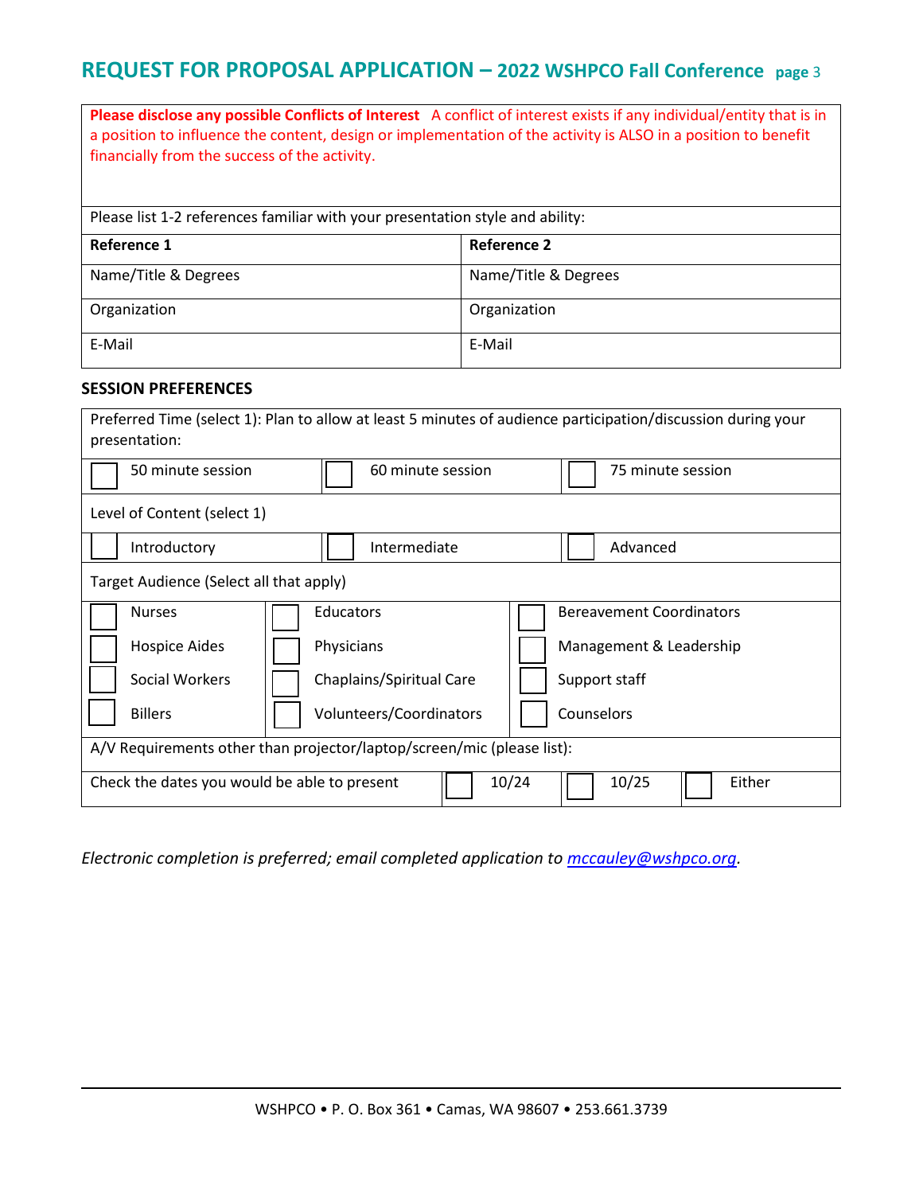## REQUEST FOR PROPOSAL APPLICATION – 2022 WSHPCO Fall Conference page 3

**Please disclose any possible Conflicts of Interest** A conflict of interest exists if any individual/entity that is in a position to influence the content, design or implementation of the activity is ALSO in a position to benefit financially from the success of the activity.

Please list 1-2 references familiar with your presentation style and ability:

| **Reference 1** | **Reference 2** |
|---|---|
| Name/Title & Degrees | Name/Title & Degrees |
| Organization | Organization |
| E-Mail | E-Mail |

### SESSION PREFERENCES

Preferred Time (select 1): Plan to allow at least 5 minutes of audience participation/discussion during your presentation:

| | | |
|---|---|---|
| ☐ 50 minute session | ☐ 60 minute session | ☐ 75 minute session |

Level of Content (select 1)

| | | |
|---|---|---|
| ☐ Introductory | ☐ Intermediate | ☐ Advanced |

Target Audience (Select all that apply)

| | | |
|---|---|---|
| ☐ Nurses | ☐ Educators | ☐ Bereavement Coordinators |
| ☐ Hospice Aides | ☐ Physicians | ☐ Management & Leadership |
| ☐ Social Workers | ☐ Chaplains/Spiritual Care | ☐ Support staff |
| ☐ Billers | ☐ Volunteers/Coordinators | ☐ Counselors |

A/V Requirements other than projector/laptop/screen/mic (please list):

| | | | |
|---|---|---|---|
| Check the dates you would be able to present | ☐ 10/24 | ☐ 10/25 | ☐ Either |

*Electronic completion is preferred; email completed application to mccauley@wshpco.org.*

WSHPCO • P. O. Box 361 • Camas, WA 98607 • 253.661.3739